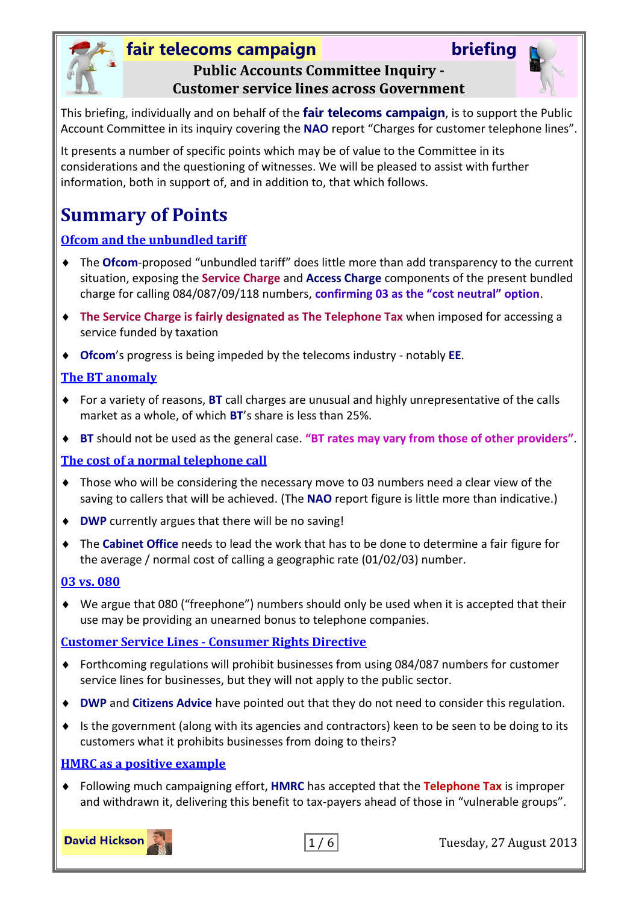**fair telecoms campaign** **briefing**

## Public Accounts Committee Inquiry - Customer service lines across Government

This briefing, individually and on behalf of the **fair telecoms campaign**, is to support the Public Account Committee in its inquiry covering the **NAO** report "Charges for customer telephone lines".

It presents a number of specific points which may be of value to the Committee in its considerations and the questioning of witnesses. We will be pleased to assist with further information, both in support of, and in addition to, that which follows.

# Summary of Points

### Ofcom and the unbundled tariff

- The **Ofcom**-proposed "unbundled tariff" does little more than add transparency to the current situation, exposing the **Service Charge** and **Access Charge** components of the present bundled charge for calling 084/087/09/118 numbers, **confirming 03 as the "cost neutral" option**.
- **The Service Charge is fairly designated as The Telephone Tax** when imposed for accessing a service funded by taxation
- **Ofcom**'s progress is being impeded by the telecoms industry - notably **EE**.

### The BT anomaly

- For a variety of reasons, **BT** call charges are unusual and highly unrepresentative of the calls market as a whole, of which **BT**'s share is less than 25%.
- **BT** should not be used as the general case. **"BT rates may vary from those of other providers"**.

### The cost of a normal telephone call

- Those who will be considering the necessary move to 03 numbers need a clear view of the saving to callers that will be achieved. (The **NAO** report figure is little more than indicative.)
- **DWP** currently argues that there will be no saving!
- The **Cabinet Office** needs to lead the work that has to be done to determine a fair figure for the average / normal cost of calling a geographic rate (01/02/03) number.

### 03 vs. 080

- We argue that 080 ("freephone") numbers should only be used when it is accepted that their use may be providing an unearned bonus to telephone companies.

### Customer Service Lines - Consumer Rights Directive

- Forthcoming regulations will prohibit businesses from using 084/087 numbers for customer service lines for businesses, but they will not apply to the public sector.
- **DWP** and **Citizens Advice** have pointed out that they do not need to consider this regulation.
- Is the government (along with its agencies and contractors) keen to be seen to be doing to its customers what it prohibits businesses from doing to theirs?

### HMRC as a positive example

- Following much campaigning effort, **HMRC** has accepted that the **Telephone Tax** is improper and withdrawn it, delivering this benefit to tax-payers ahead of those in "vulnerable groups".

**David Hickson** Tuesday, 27 August 2013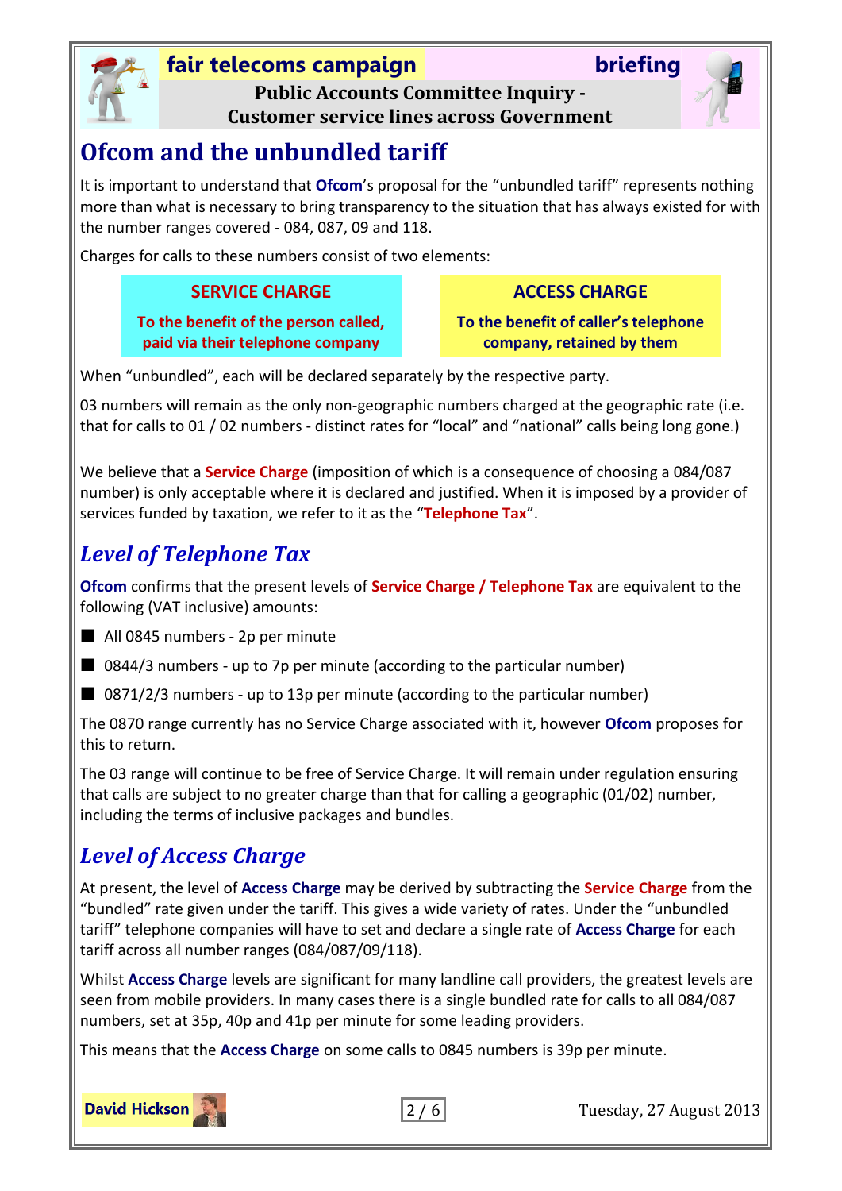# Ofcom and the unbundled tariff

It is important to understand that **Ofcom**'s proposal for the "unbundled tariff" represents nothing more than what is necessary to bring transparency to the situation that has always existed for with the number ranges covered - 084, 087, 09 and 118.

Charges for calls to these numbers consist of two elements:

| SERVICE CHARGE | ACCESS CHARGE |
| --- | --- |
| To the benefit of the person called, paid via their telephone company | To the benefit of caller's telephone company, retained by them |

When "unbundled", each will be declared separately by the respective party.

03 numbers will remain as the only non-geographic numbers charged at the geographic rate (i.e. that for calls to 01 / 02 numbers - distinct rates for "local" and "national" calls being long gone.)

We believe that a **Service Charge** (imposition of which is a consequence of choosing a 084/087 number) is only acceptable where it is declared and justified. When it is imposed by a provider of services funded by taxation, we refer to it as the "**Telephone Tax**".

## *Level of Telephone Tax*

**Ofcom** confirms that the present levels of **Service Charge / Telephone Tax** are equivalent to the following (VAT inclusive) amounts:

- All 0845 numbers - 2p per minute
- 0844/3 numbers - up to 7p per minute (according to the particular number)
- 0871/2/3 numbers - up to 13p per minute (according to the particular number)

The 0870 range currently has no Service Charge associated with it, however **Ofcom** proposes for this to return.

The 03 range will continue to be free of Service Charge. It will remain under regulation ensuring that calls are subject to no greater charge than that for calling a geographic (01/02) number, including the terms of inclusive packages and bundles.

## *Level of Access Charge*

At present, the level of **Access Charge** may be derived by subtracting the **Service Charge** from the "bundled" rate given under the tariff. This gives a wide variety of rates. Under the "unbundled tariff" telephone companies will have to set and declare a single rate of **Access Charge** for each tariff across all number ranges (084/087/09/118).

Whilst **Access Charge** levels are significant for many landline call providers, the greatest levels are seen from mobile providers. In many cases there is a single bundled rate for calls to all 084/087 numbers, set at 35p, 40p and 41p per minute for some leading providers.

This means that the **Access Charge** on some calls to 0845 numbers is 39p per minute.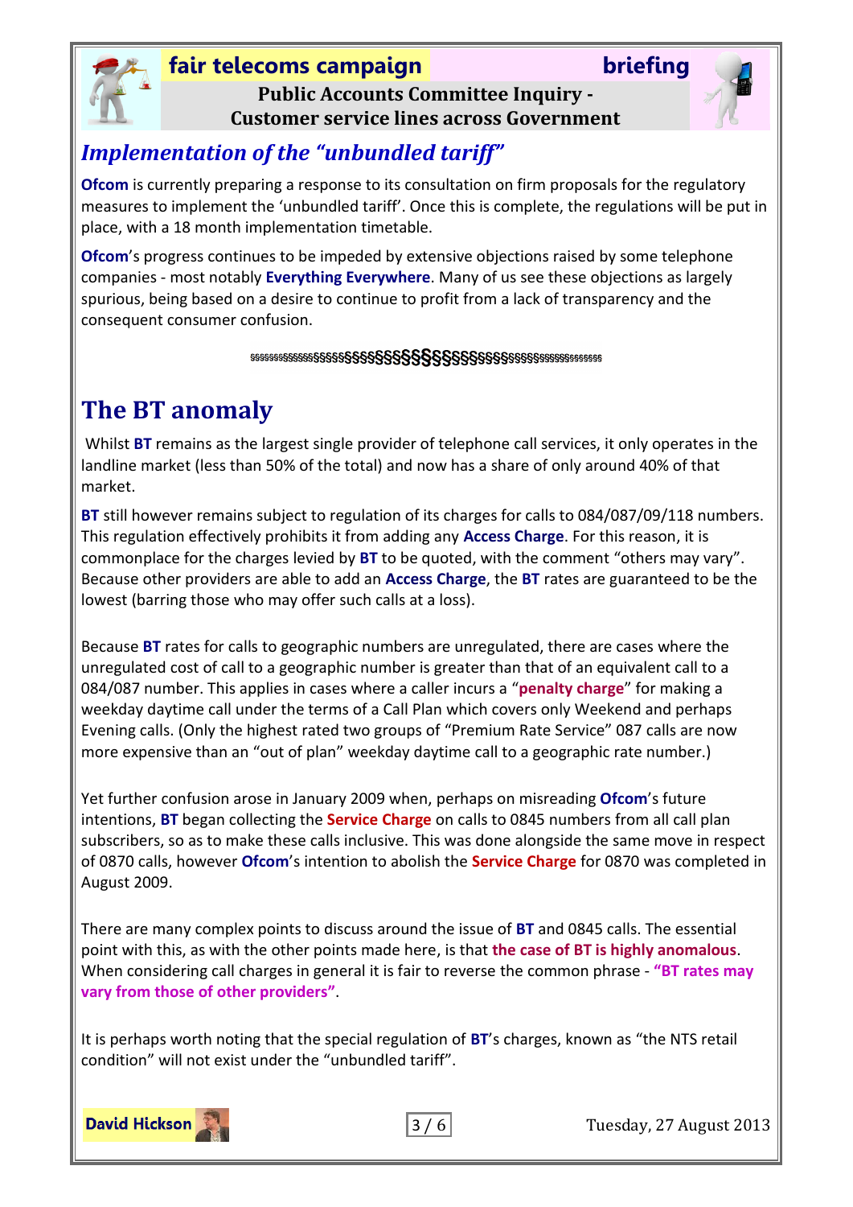## *Implementation of the "unbundled tariff"*

**Ofcom** is currently preparing a response to its consultation on firm proposals for the regulatory measures to implement the 'unbundled tariff'. Once this is complete, the regulations will be put in place, with a 18 month implementation timetable.

**Ofcom**'s progress continues to be impeded by extensive objections raised by some telephone companies - most notably **Everything Everywhere**. Many of us see these objections as largely spurious, being based on a desire to continue to profit from a lack of transparency and the consequent consumer confusion.

§§§§§§§§§§§§§§§§§§§§§§§§§§§§§§§§§§§§§§§§§§§§§§§§§§§§

# The BT anomaly

Whilst **BT** remains as the largest single provider of telephone call services, it only operates in the landline market (less than 50% of the total) and now has a share of only around 40% of that market.

**BT** still however remains subject to regulation of its charges for calls to 084/087/09/118 numbers. This regulation effectively prohibits it from adding any **Access Charge**. For this reason, it is commonplace for the charges levied by **BT** to be quoted, with the comment "others may vary". Because other providers are able to add an **Access Charge**, the **BT** rates are guaranteed to be the lowest (barring those who may offer such calls at a loss).

Because **BT** rates for calls to geographic numbers are unregulated, there are cases where the unregulated cost of call to a geographic number is greater than that of an equivalent call to a 084/087 number. This applies in cases where a caller incurs a "**penalty charge**" for making a weekday daytime call under the terms of a Call Plan which covers only Weekend and perhaps Evening calls. (Only the highest rated two groups of "Premium Rate Service" 087 calls are now more expensive than an "out of plan" weekday daytime call to a geographic rate number.)

Yet further confusion arose in January 2009 when, perhaps on misreading **Ofcom**'s future intentions, **BT** began collecting the **Service Charge** on calls to 0845 numbers from all call plan subscribers, so as to make these calls inclusive. This was done alongside the same move in respect of 0870 calls, however **Ofcom**'s intention to abolish the **Service Charge** for 0870 was completed in August 2009.

There are many complex points to discuss around the issue of **BT** and 0845 calls. The essential point with this, as with the other points made here, is that **the case of BT is highly anomalous**. When considering call charges in general it is fair to reverse the common phrase - **"BT rates may vary from those of other providers"**.

It is perhaps worth noting that the special regulation of **BT**'s charges, known as "the NTS retail condition" will not exist under the "unbundled tariff".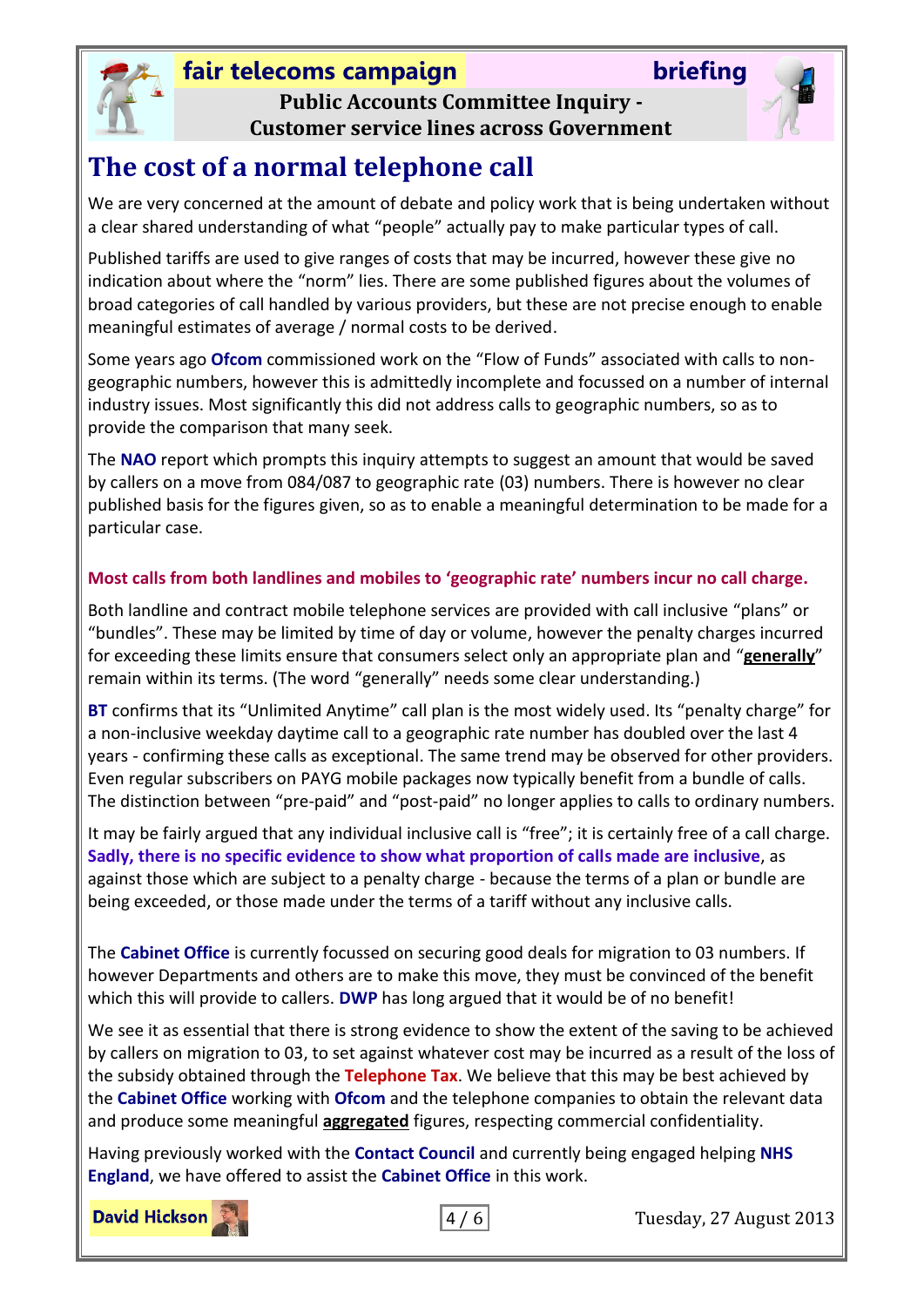**fair telecoms campaign** **briefing**

**Public Accounts Committee Inquiry - Customer service lines across Government**

# The cost of a normal telephone call

We are very concerned at the amount of debate and policy work that is being undertaken without a clear shared understanding of what "people" actually pay to make particular types of call.

Published tariffs are used to give ranges of costs that may be incurred, however these give no indication about where the "norm" lies. There are some published figures about the volumes of broad categories of call handled by various providers, but these are not precise enough to enable meaningful estimates of average / normal costs to be derived.

Some years ago **Ofcom** commissioned work on the "Flow of Funds" associated with calls to non-geographic numbers, however this is admittedly incomplete and focussed on a number of internal industry issues. Most significantly this did not address calls to geographic numbers, so as to provide the comparison that many seek.

The **NAO** report which prompts this inquiry attempts to suggest an amount that would be saved by callers on a move from 084/087 to geographic rate (03) numbers. There is however no clear published basis for the figures given, so as to enable a meaningful determination to be made for a particular case.

**Most calls from both landlines and mobiles to 'geographic rate' numbers incur no call charge.**

Both landline and contract mobile telephone services are provided with call inclusive "plans" or "bundles". These may be limited by time of day or volume, however the penalty charges incurred for exceeding these limits ensure that consumers select only an appropriate plan and "**generally**" remain within its terms. (The word "generally" needs some clear understanding.)

**BT** confirms that its "Unlimited Anytime" call plan is the most widely used. Its "penalty charge" for a non-inclusive weekday daytime call to a geographic rate number has doubled over the last 4 years - confirming these calls as exceptional. The same trend may be observed for other providers. Even regular subscribers on PAYG mobile packages now typically benefit from a bundle of calls. The distinction between "pre-paid" and "post-paid" no longer applies to calls to ordinary numbers.

It may be fairly argued that any individual inclusive call is "free"; it is certainly free of a call charge. **Sadly, there is no specific evidence to show what proportion of calls made are inclusive**, as against those which are subject to a penalty charge - because the terms of a plan or bundle are being exceeded, or those made under the terms of a tariff without any inclusive calls.

The **Cabinet Office** is currently focussed on securing good deals for migration to 03 numbers. If however Departments and others are to make this move, they must be convinced of the benefit which this will provide to callers. **DWP** has long argued that it would be of no benefit!

We see it as essential that there is strong evidence to show the extent of the saving to be achieved by callers on migration to 03, to set against whatever cost may be incurred as a result of the loss of the subsidy obtained through the **Telephone Tax**. We believe that this may be best achieved by the **Cabinet Office** working with **Ofcom** and the telephone companies to obtain the relevant data and produce some meaningful **aggregated** figures, respecting commercial confidentiality.

Having previously worked with the **Contact Council** and currently being engaged helping **NHS England**, we have offered to assist the **Cabinet Office** in this work.

**David Hickson**

Tuesday, 27 August 2013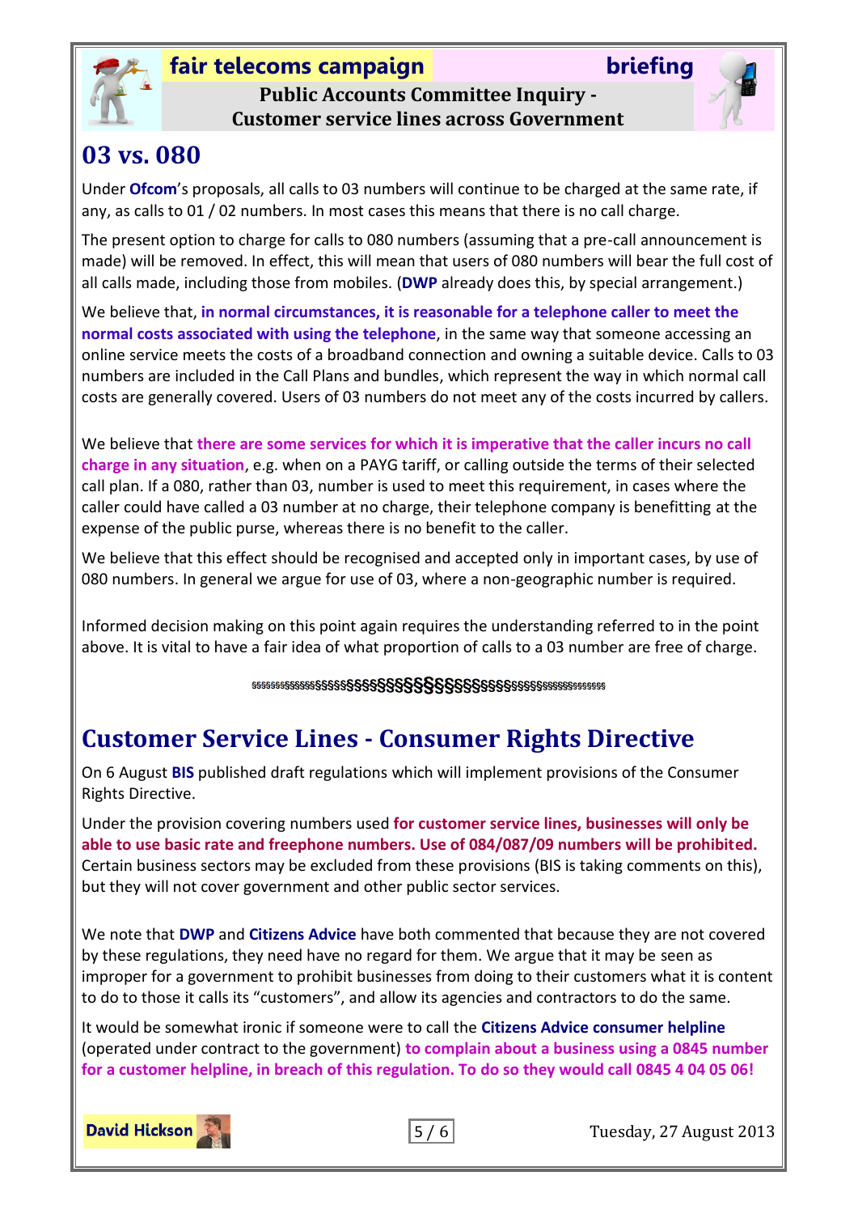## 03 vs. 080

Under **Ofcom**'s proposals, all calls to 03 numbers will continue to be charged at the same rate, if any, as calls to 01 / 02 numbers. In most cases this means that there is no call charge.

The present option to charge for calls to 080 numbers (assuming that a pre-call announcement is made) will be removed. In effect, this will mean that users of 080 numbers will bear the full cost of all calls made, including those from mobiles. (**DWP** already does this, by special arrangement.)

We believe that, **in normal circumstances, it is reasonable for a telephone caller to meet the normal costs associated with using the telephone**, in the same way that someone accessing an online service meets the costs of a broadband connection and owning a suitable device. Calls to 03 numbers are included in the Call Plans and bundles, which represent the way in which normal call costs are generally covered. Users of 03 numbers do not meet any of the costs incurred by callers.

We believe that **there are some services for which it is imperative that the caller incurs no call charge in any situation**, e.g. when on a PAYG tariff, or calling outside the terms of their selected call plan. If a 080, rather than 03, number is used to meet this requirement, in cases where the caller could have called a 03 number at no charge, their telephone company is benefitting at the expense of the public purse, whereas there is no benefit to the caller.

We believe that this effect should be recognised and accepted only in important cases, by use of 080 numbers. In general we argue for use of 03, where a non-geographic number is required.

Informed decision making on this point again requires the understanding referred to in the point above. It is vital to have a fair idea of what proportion of calls to a 03 number are free of charge.

§§§§§§§§§§§§§§§§§§§§§§§§§§§§§§§§§§§§§§§§§§§§§§§§§

## Customer Service Lines - Consumer Rights Directive

On 6 August **BIS** published draft regulations which will implement provisions of the Consumer Rights Directive.

Under the provision covering numbers used **for customer service lines, businesses will only be able to use basic rate and freephone numbers. Use of 084/087/09 numbers will be prohibited.** Certain business sectors may be excluded from these provisions (BIS is taking comments on this), but they will not cover government and other public sector services.

We note that **DWP** and **Citizens Advice** have both commented that because they are not covered by these regulations, they need have no regard for them. We argue that it may be seen as improper for a government to prohibit businesses from doing to their customers what it is content to do to those it calls its "customers", and allow its agencies and contractors to do the same.

It would be somewhat ironic if someone were to call the **Citizens Advice consumer helpline** (operated under contract to the government) **to complain about a business using a 0845 number for a customer helpline, in breach of this regulation. To do so they would call 0845 4 04 05 06!**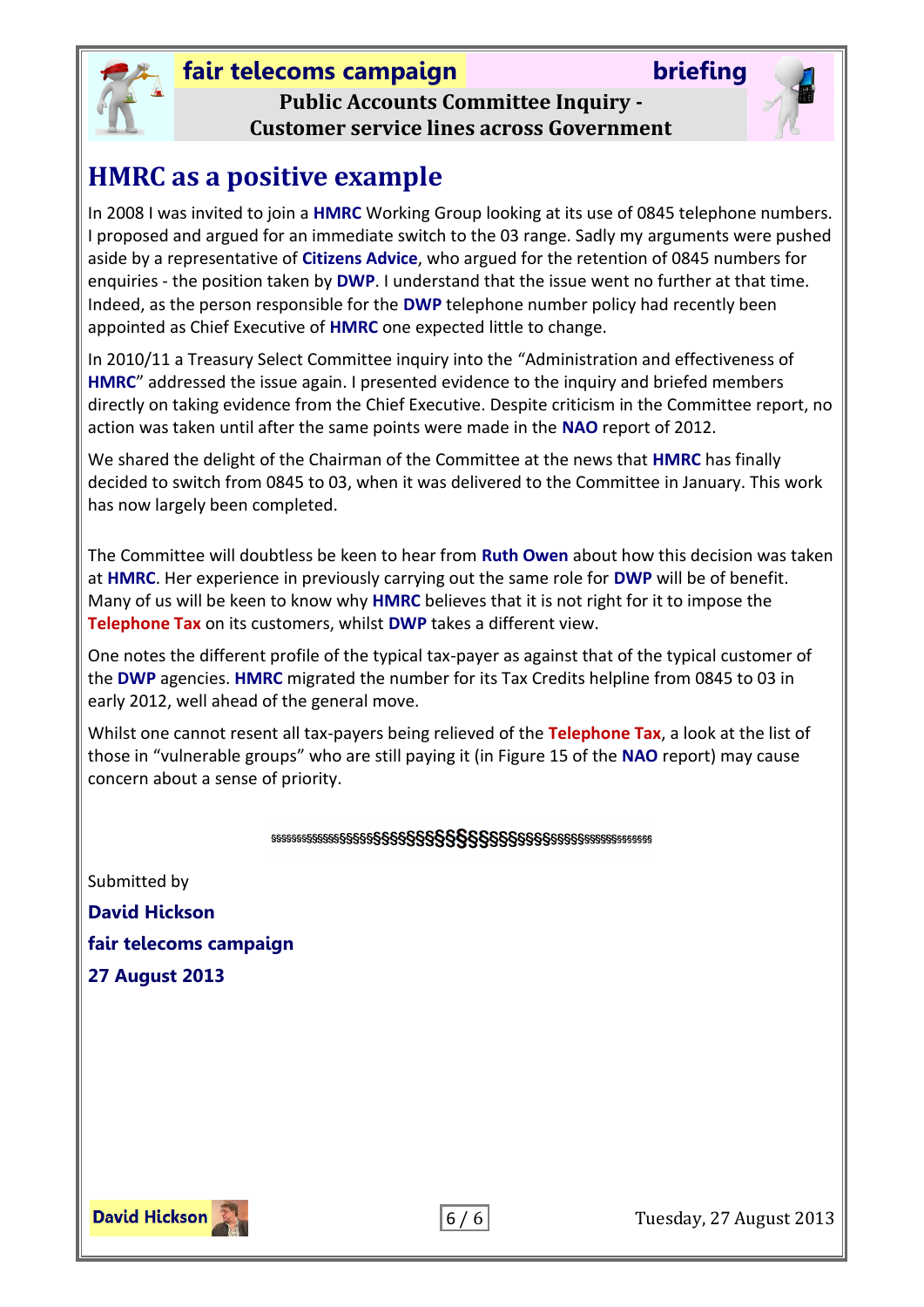# HMRC as a positive example

In 2008 I was invited to join a **HMRC** Working Group looking at its use of 0845 telephone numbers. I proposed and argued for an immediate switch to the 03 range. Sadly my arguments were pushed aside by a representative of **Citizens Advice**, who argued for the retention of 0845 numbers for enquiries - the position taken by **DWP**. I understand that the issue went no further at that time. Indeed, as the person responsible for the **DWP** telephone number policy had recently been appointed as Chief Executive of **HMRC** one expected little to change.

In 2010/11 a Treasury Select Committee inquiry into the "Administration and effectiveness of **HMRC**" addressed the issue again. I presented evidence to the inquiry and briefed members directly on taking evidence from the Chief Executive. Despite criticism in the Committee report, no action was taken until after the same points were made in the **NAO** report of 2012.

We shared the delight of the Chairman of the Committee at the news that **HMRC** has finally decided to switch from 0845 to 03, when it was delivered to the Committee in January. This work has now largely been completed.

The Committee will doubtless be keen to hear from **Ruth Owen** about how this decision was taken at **HMRC**. Her experience in previously carrying out the same role for **DWP** will be of benefit. Many of us will be keen to know why **HMRC** believes that it is not right for it to impose the **Telephone Tax** on its customers, whilst **DWP** takes a different view.

One notes the different profile of the typical tax-payer as against that of the typical customer of the **DWP** agencies. **HMRC** migrated the number for its Tax Credits helpline from 0845 to 03 in early 2012, well ahead of the general move.

Whilst one cannot resent all tax-payers being relieved of the **Telephone Tax**, a look at the list of those in "vulnerable groups" who are still paying it (in Figure 15 of the **NAO** report) may cause concern about a sense of priority.

§§§§§§§§§§§§§§§§§§§§§§§§§§§§§§§§§§§§§§§§§§§§§§§§§§§§§

Submitted by

**David Hickson**

**fair telecoms campaign**

**27 August 2013**